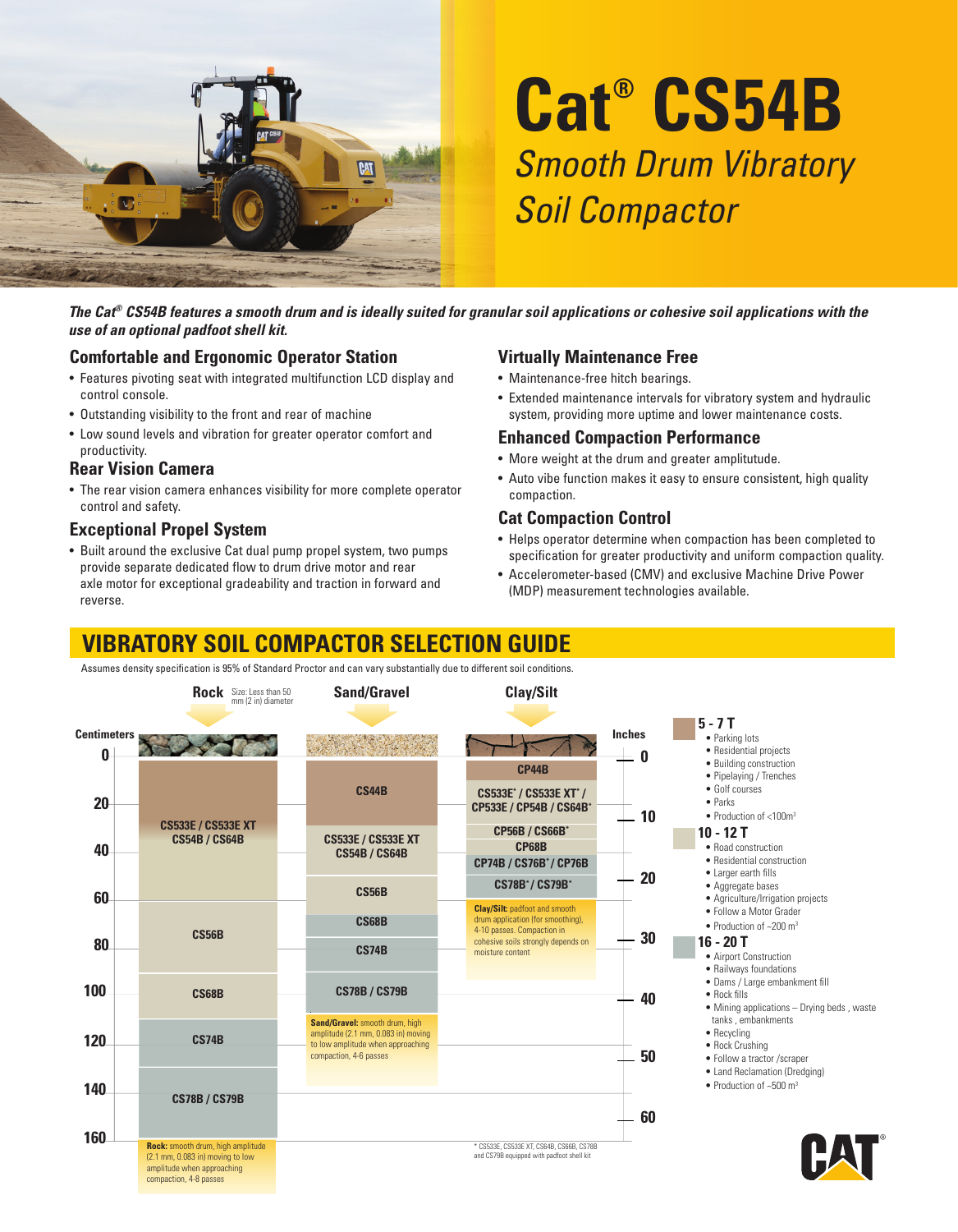# Cat® CS54B

*Smooth Drum Vibratory Soil Compactor*

***The Cat® CS54B features a smooth drum and is ideally suited for granular soil applications or cohesive soil applications with the use of an optional padfoot shell kit.***

## Comfortable and Ergonomic Operator Station

- Features pivoting seat with integrated multifunction LCD display and control console.
- Outstanding visibility to the front and rear of machine
- Low sound levels and vibration for greater operator comfort and productivity.

## Rear Vision Camera

- The rear vision camera enhances visibility for more complete operator control and safety.

## Exceptional Propel System

- Built around the exclusive Cat dual pump propel system, two pumps provide separate dedicated flow to drum drive motor and rear axle motor for exceptional gradeability and traction in forward and reverse.

## Virtually Maintenance Free

- Maintenance-free hitch bearings.
- Extended maintenance intervals for vibratory system and hydraulic system, providing more uptime and lower maintenance costs.

## Enhanced Compaction Performance

- More weight at the drum and greater amplitutude.
- Auto vibe function makes it easy to ensure consistent, high quality compaction.

## Cat Compaction Control

- Helps operator determine when compaction has been completed to specification for greater productivity and uniform compaction quality.
- Accelerometer-based (CMV) and exclusive Machine Drive Power (MDP) measurement technologies available.

## VIBRATORY SOIL COMPACTOR SELECTION GUIDE

Assumes density specification is 95% of Standard Proctor and can vary substantially due to different soil conditions.

| Lift depth | Rock (Size: Less than 50 mm (2 in) diameter) | Sand/Gravel | Clay/Silt |
|---|---|---|---|
| 0–60 cm (0–24 in) | CS533E / CS533E XT, CS54B / CS64B | CS44B; CS533E / CS533E XT, CS54B / CS64B; CS56B | CP44B; CS533E* / CS533E XT* / CP533E / CP54B / CS64B*; CP56B / CS66B*; CP68B; CP74B / CS76B* / CP76B; CS78B* / CS79B* |
| 60–90 cm | CS56B | CS68B; CS74B | |
| 90–120 cm | CS68B | CS78B / CS79B | |
| 120–140 cm | CS74B | | |
| 140–160 cm | CS78B / CS79B | | |

**Rock:** smooth drum, high amplitude (2.1 mm, 0.083 in) moving to low amplitude when approaching compaction, 4-8 passes

**Sand/Gravel:** smooth drum, high amplitude (2.1 mm, 0.083 in) moving to low amplitude when approaching compaction, 4-6 passes

**Clay/Silt:** padfoot and smooth drum application (for smoothing), 4-10 passes. Compaction in cohesive soils strongly depends on moisture content

\* CS533E, CS533E XT, CS64B, CS66B, CS78B and CS79B equipped with padfoot shell kit

**5 - 7 T**
- Parking lots
- Residential projects
- Building construction
- Pipelaying / Trenches
- Golf courses
- Parks
- Production of <100m³

**10 - 12 T**
- Road construction
- Residential construction
- Larger earth fills
- Aggregate bases
- Agriculture/Irrigation projects
- Follow a Motor Grader
- Production of ~200 m³

**16 - 20 T**
- Airport Construction
- Railways foundations
- Dams / Large embankment fill
- Rock fills
- Mining applications – Drying beds , waste tanks , embankments
- Recycling
- Rock Crushing
- Follow a tractor /scraper
- Land Reclamation (Dredging)
- Production of ~500 m³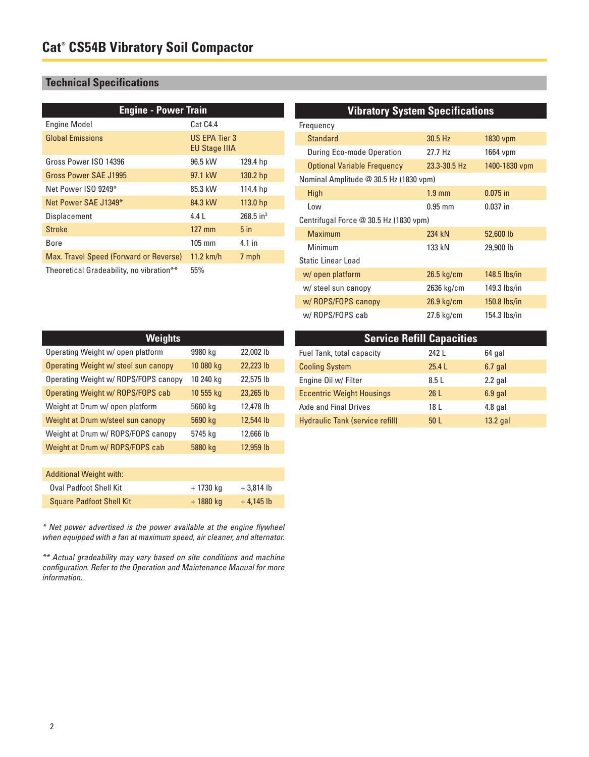# Cat® CS54B Vibratory Soil Compactor

## Technical Specifications

| Engine - Power Train | | |
|---|---|---|
| Engine Model | Cat C4.4 | |
| Global Emissions | US EPA Tier 3 EU Stage IIIA | |
| Gross Power ISO 14396 | 96.5 kW | 129.4 hp |
| Gross Power SAE J1995 | 97.1 kW | 130.2 hp |
| Net Power ISO 9249* | 85.3 kW | 114.4 hp |
| Net Power SAE J1349* | 84.3 kW | 113.0 hp |
| Displacement | 4.4 L | 268.5 in³ |
| Stroke | 127 mm | 5 in |
| Bore | 105 mm | 4.1 in |
| Max. Travel Speed (Forward or Reverse) | 11.2 km/h | 7 mph |
| Theoretical Gradeability, no vibration** | 55% | |

| Vibratory System Specifications | | |
|---|---|---|
| Frequency | | |
| Standard | 30.5 Hz | 1830 vpm |
| During Eco-mode Operation | 27.7 Hz | 1664 vpm |
| Optional Variable Frequency | 23.3-30.5 Hz | 1400-1830 vpm |
| Nominal Amplitude @ 30.5 Hz (1830 vpm) | | |
| High | 1.9 mm | 0.075 in |
| Low | 0.95 mm | 0.037 in |
| Centrifugal Force @ 30.5 Hz (1830 vpm) | | |
| Maximum | 234 kN | 52,600 lb |
| Minimum | 133 kN | 29,900 lb |
| Static Linear Load | | |
| w/ open platform | 26.5 kg/cm | 148.5 lbs/in |
| w/ steel sun canopy | 2636 kg/cm | 149.3 lbs/in |
| w/ ROPS/FOPS canopy | 26.9 kg/cm | 150.8 lbs/in |
| w/ ROPS/FOPS cab | 27.6 kg/cm | 154.3 lbs/in |

| Weights | | |
|---|---|---|
| Operating Weight w/ open platform | 9980 kg | 22,002 lb |
| Operating Weight w/ steel sun canopy | 10 080 kg | 22,223 lb |
| Operating Weight w/ ROPS/FOPS canopy | 10 240 kg | 22,575 lb |
| Operating Weight w/ ROPS/FOPS cab | 10 555 kg | 23,265 lb |
| Weight at Drum w/ open platform | 5660 kg | 12,478 lb |
| Weight at Drum w/steel sun canopy | 5690 kg | 12,544 lb |
| Weight at Drum w/ ROPS/FOPS canopy | 5745 kg | 12,666 lb |
| Weight at Drum w/ ROPS/FOPS cab | 5880 kg | 12,959 lb |
| Additional Weight with: | | |
| Oval Padfoot Shell Kit | + 1730 kg | + 3,814 lb |
| Square Padfoot Shell Kit | + 1880 kg | + 4,145 lb |

*\* Net power advertised is the power available at the engine flywheel when equipped with a fan at maximum speed, air cleaner, and alternator.*

*\*\* Actual gradeability may vary based on site conditions and machine configuration. Refer to the Operation and Maintenance Manual for more information.*

| Service Refill Capacities | | |
|---|---|---|
| Fuel Tank, total capacity | 242 L | 64 gal |
| Cooling System | 25.4 L | 6.7 gal |
| Engine Oil w/ Filter | 8.5 L | 2.2 gal |
| Eccentric Weight Housings | 26 L | 6.9 gal |
| Axle and Final Drives | 18 L | 4.8 gal |
| Hydraulic Tank (service refill) | 50 L | 13.2 gal |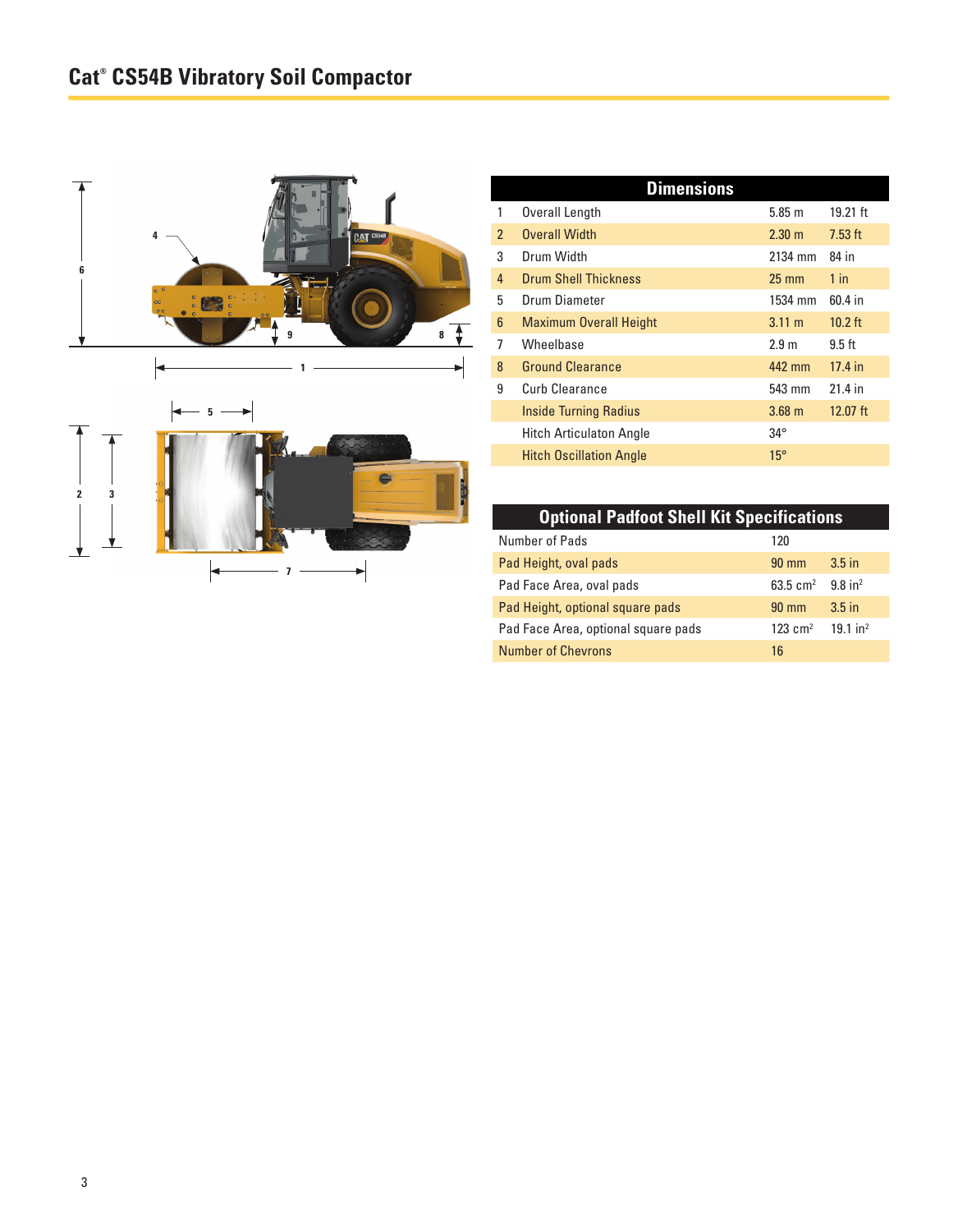# Cat® CS54B Vibratory Soil Compactor

| Dimensions | | | |
|---|---|---|---|
| 1 | Overall Length | 5.85 m | 19.21 ft |
| 2 | Overall Width | 2.30 m | 7.53 ft |
| 3 | Drum Width | 2134 mm | 84 in |
| 4 | Drum Shell Thickness | 25 mm | 1 in |
| 5 | Drum Diameter | 1534 mm | 60.4 in |
| 6 | Maximum Overall Height | 3.11 m | 10.2 ft |
| 7 | Wheelbase | 2.9 m | 9.5 ft |
| 8 | Ground Clearance | 442 mm | 17.4 in |
| 9 | Curb Clearance | 543 mm | 21.4 in |
| | Inside Turning Radius | 3.68 m | 12.07 ft |
| | Hitch Articulaton Angle | 34° | |
| | Hitch Oscillation Angle | 15° | |

| Optional Padfoot Shell Kit Specifications | | |
|---|---|---|
| Number of Pads | 120 | |
| Pad Height, oval pads | 90 mm | 3.5 in |
| Pad Face Area, oval pads | 63.5 $cm^2$ | 9.8 $in^2$ |
| Pad Height, optional square pads | 90 mm | 3.5 in |
| Pad Face Area, optional square pads | 123 $cm^2$ | 19.1 $in^2$ |
| Number of Chevrons | 16 | |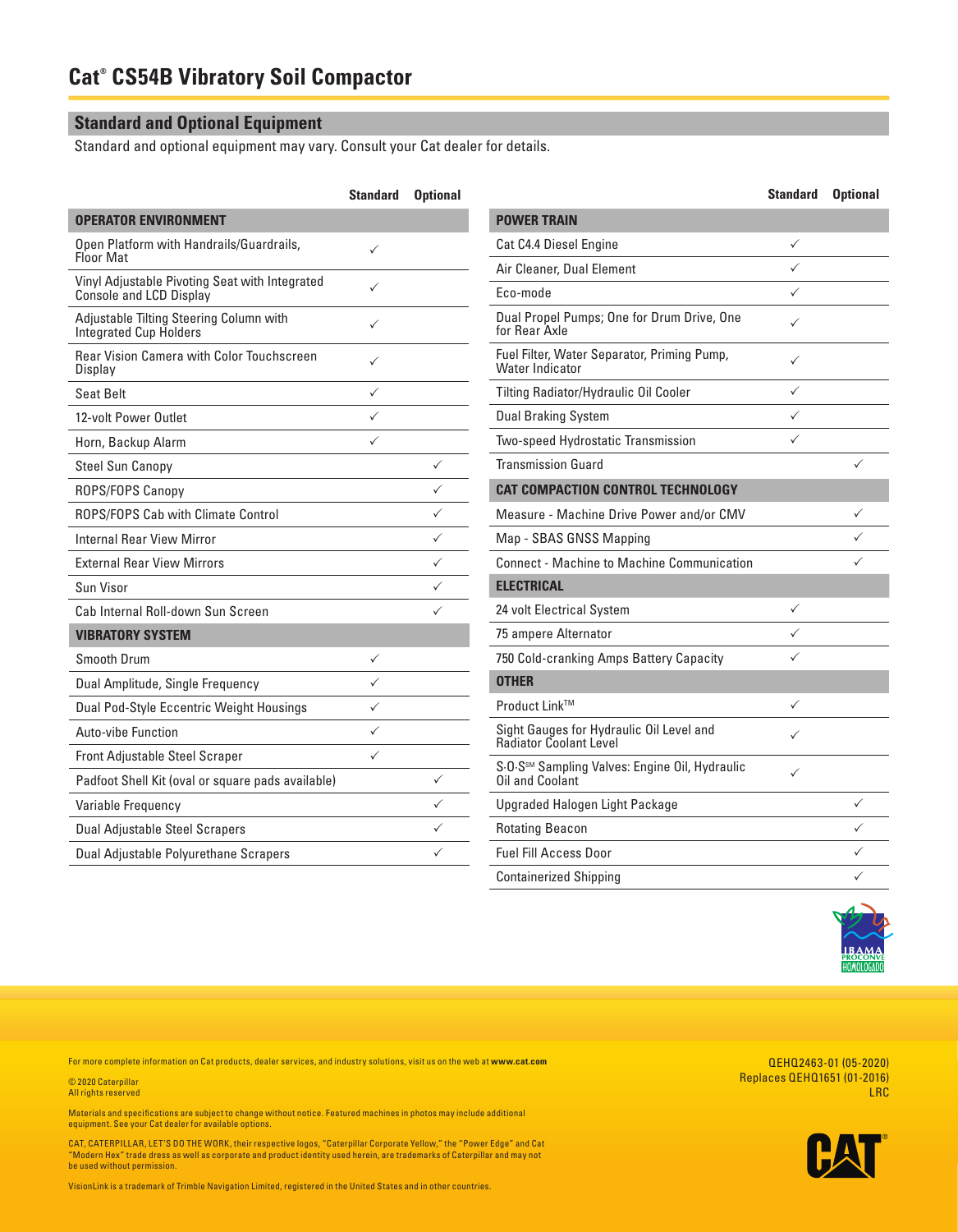# Cat® CS54B Vibratory Soil Compactor

## Standard and Optional Equipment

Standard and optional equipment may vary. Consult your Cat dealer for details.

| | Standard | Optional |
|---|---|---|
| **OPERATOR ENVIRONMENT** | | |
| Open Platform with Handrails/Guardrails, Floor Mat | ✓ | |
| Vinyl Adjustable Pivoting Seat with Integrated Console and LCD Display | ✓ | |
| Adjustable Tilting Steering Column with Integrated Cup Holders | ✓ | |
| Rear Vision Camera with Color Touchscreen Display | ✓ | |
| Seat Belt | ✓ | |
| 12-volt Power Outlet | ✓ | |
| Horn, Backup Alarm | ✓ | |
| Steel Sun Canopy | | ✓ |
| ROPS/FOPS Canopy | | ✓ |
| ROPS/FOPS Cab with Climate Control | | ✓ |
| Internal Rear View Mirror | | ✓ |
| External Rear View Mirrors | | ✓ |
| Sun Visor | | ✓ |
| Cab Internal Roll-down Sun Screen | | ✓ |
| **VIBRATORY SYSTEM** | | |
| Smooth Drum | ✓ | |
| Dual Amplitude, Single Frequency | ✓ | |
| Dual Pod-Style Eccentric Weight Housings | ✓ | |
| Auto-vibe Function | ✓ | |
| Front Adjustable Steel Scraper | ✓ | |
| Padfoot Shell Kit (oval or square pads available) | | ✓ |
| Variable Frequency | | ✓ |
| Dual Adjustable Steel Scrapers | | ✓ |
| Dual Adjustable Polyurethane Scrapers | | ✓ |

| | Standard | Optional |
|---|---|---|
| **POWER TRAIN** | | |
| Cat C4.4 Diesel Engine | ✓ | |
| Air Cleaner, Dual Element | ✓ | |
| Eco-mode | ✓ | |
| Dual Propel Pumps; One for Drum Drive, One for Rear Axle | ✓ | |
| Fuel Filter, Water Separator, Priming Pump, Water Indicator | ✓ | |
| Tilting Radiator/Hydraulic Oil Cooler | ✓ | |
| Dual Braking System | ✓ | |
| Two-speed Hydrostatic Transmission | ✓ | |
| Transmission Guard | | ✓ |
| **CAT COMPACTION CONTROL TECHNOLOGY** | | |
| Measure - Machine Drive Power and/or CMV | | ✓ |
| Map - SBAS GNSS Mapping | | ✓ |
| Connect - Machine to Machine Communication | | ✓ |
| **ELECTRICAL** | | |
| 24 volt Electrical System | ✓ | |
| 75 ampere Alternator | ✓ | |
| 750 Cold-cranking Amps Battery Capacity | ✓ | |
| **OTHER** | | |
| Product Link™ | ✓ | |
| Sight Gauges for Hydraulic Oil Level and Radiator Coolant Level | ✓ | |
| S·O·S℠ Sampling Valves: Engine Oil, Hydraulic Oil and Coolant | ✓ | |
| Upgraded Halogen Light Package | | ✓ |
| Rotating Beacon | | ✓ |
| Fuel Fill Access Door | | ✓ |
| Containerized Shipping | | ✓ |

For more complete information on Cat products, dealer services, and industry solutions, visit us on the web at **www.cat.com**

© 2020 Caterpillar
All rights reserved

Materials and specifications are subject to change without notice. Featured machines in photos may include additional equipment. See your Cat dealer for available options.

CAT, CATERPILLAR, LET'S DO THE WORK, their respective logos, "Caterpillar Corporate Yellow," the "Power Edge" and Cat "Modern Hex" trade dress as well as corporate and product identity used herein, are trademarks of Caterpillar and may not be used without permission.

VisionLink is a trademark of Trimble Navigation Limited, registered in the United States and in other countries.

QEHQ2463-01 (05-2020)
Replaces QEHQ1651 (01-2016)
LRC